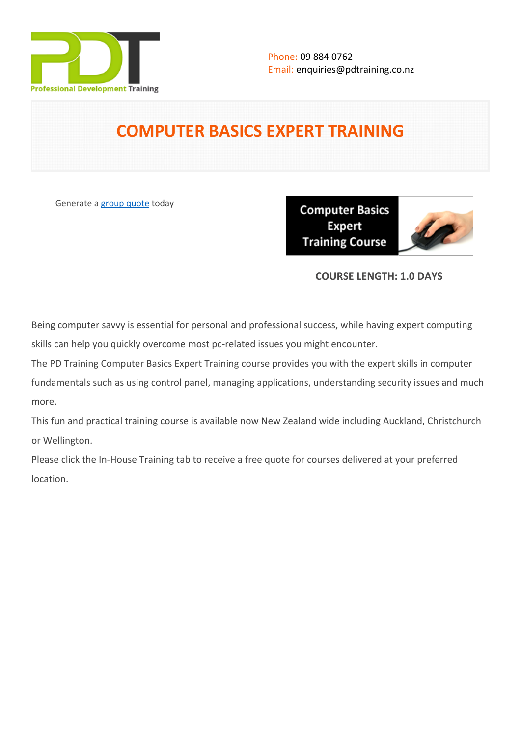Professional Development Training

Phone: 09 884 0762
Email: enquiries@pdtraining.co.nz

# COMPUTER BASICS EXPERT TRAINING

Generate a group quote today

Computer Basics Expert Training Course

**COURSE LENGTH: 1.0 DAYS**

Being computer savvy is essential for personal and professional success, while having expert computing skills can help you quickly overcome most pc-related issues you might encounter.

The PD Training Computer Basics Expert Training course provides you with the expert skills in computer fundamentals such as using control panel, managing applications, understanding security issues and much more.

This fun and practical training course is available now New Zealand wide including Auckland, Christchurch or Wellington.

Please click the In-House Training tab to receive a free quote for courses delivered at your preferred location.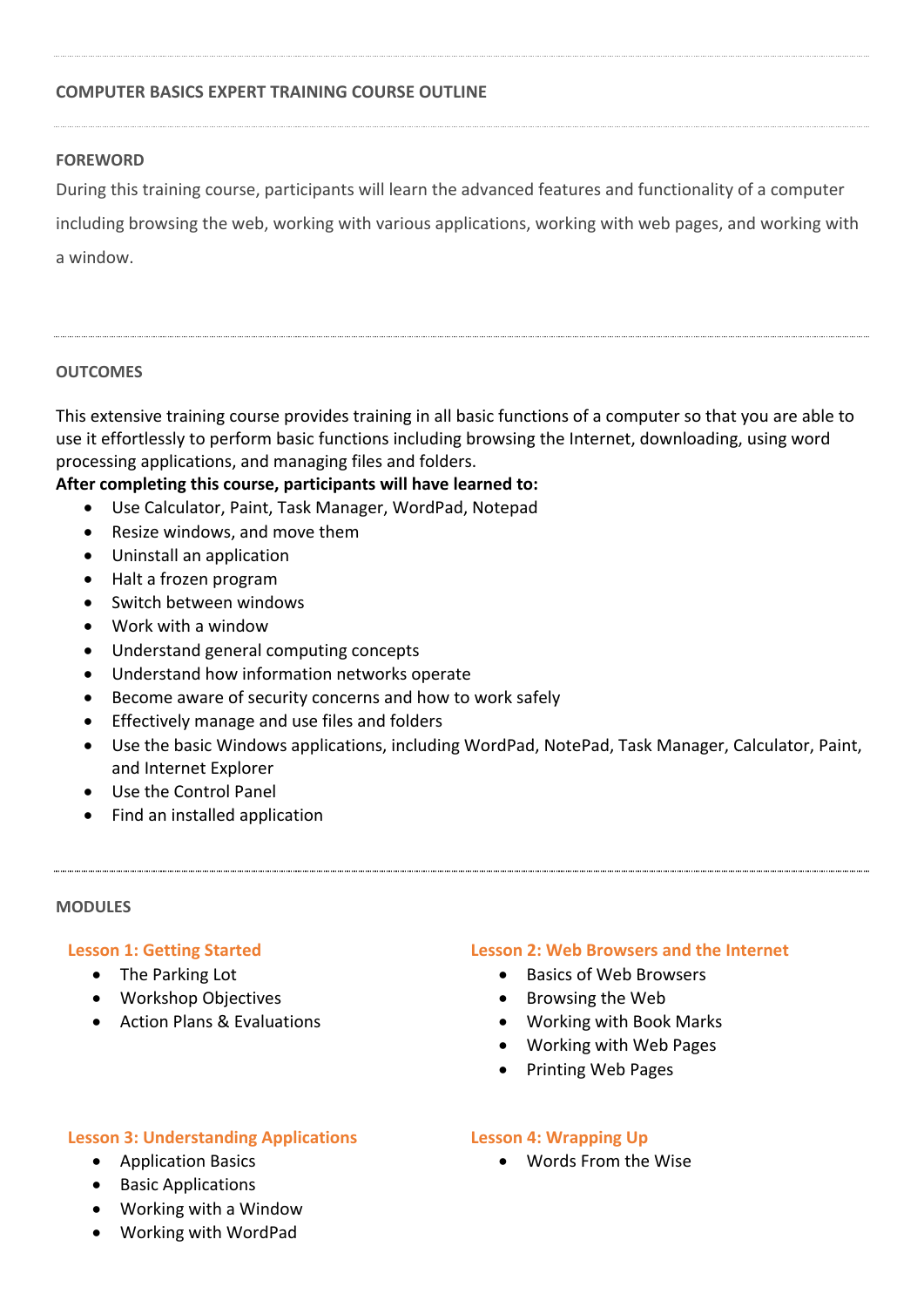## COMPUTER BASICS EXPERT TRAINING COURSE OUTLINE

### FOREWORD

During this training course, participants will learn the advanced features and functionality of a computer including browsing the web, working with various applications, working with web pages, and working with a window.

### OUTCOMES

This extensive training course provides training in all basic functions of a computer so that you are able to use it effortlessly to perform basic functions including browsing the Internet, downloading, using word processing applications, and managing files and folders.

**After completing this course, participants will have learned to:**

- Use Calculator, Paint, Task Manager, WordPad, Notepad
- Resize windows, and move them
- Uninstall an application
- Halt a frozen program
- Switch between windows
- Work with a window
- Understand general computing concepts
- Understand how information networks operate
- Become aware of security concerns and how to work safely
- Effectively manage and use files and folders
- Use the basic Windows applications, including WordPad, NotePad, Task Manager, Calculator, Paint, and Internet Explorer
- Use the Control Panel
- Find an installed application

### MODULES

#### Lesson 1: Getting Started

- The Parking Lot
- Workshop Objectives
- Action Plans & Evaluations

#### Lesson 2: Web Browsers and the Internet

- Basics of Web Browsers
- Browsing the Web
- Working with Book Marks
- Working with Web Pages
- Printing Web Pages

#### Lesson 3: Understanding Applications

- Application Basics
- Basic Applications
- Working with a Window
- Working with WordPad

#### Lesson 4: Wrapping Up

- Words From the Wise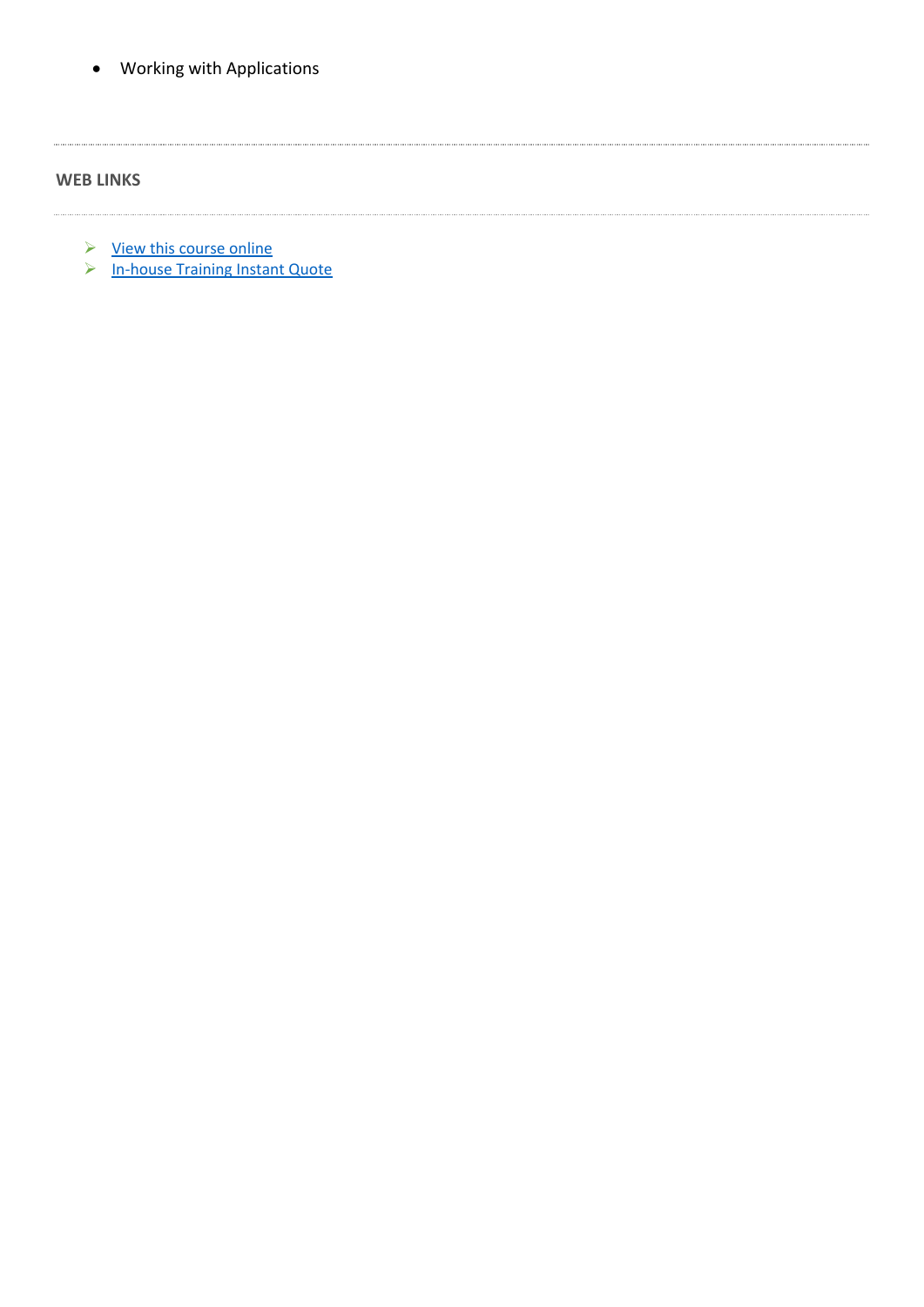- Working with Applications

---

## WEB LINKS

---

- View this course online
- In-house Training Instant Quote